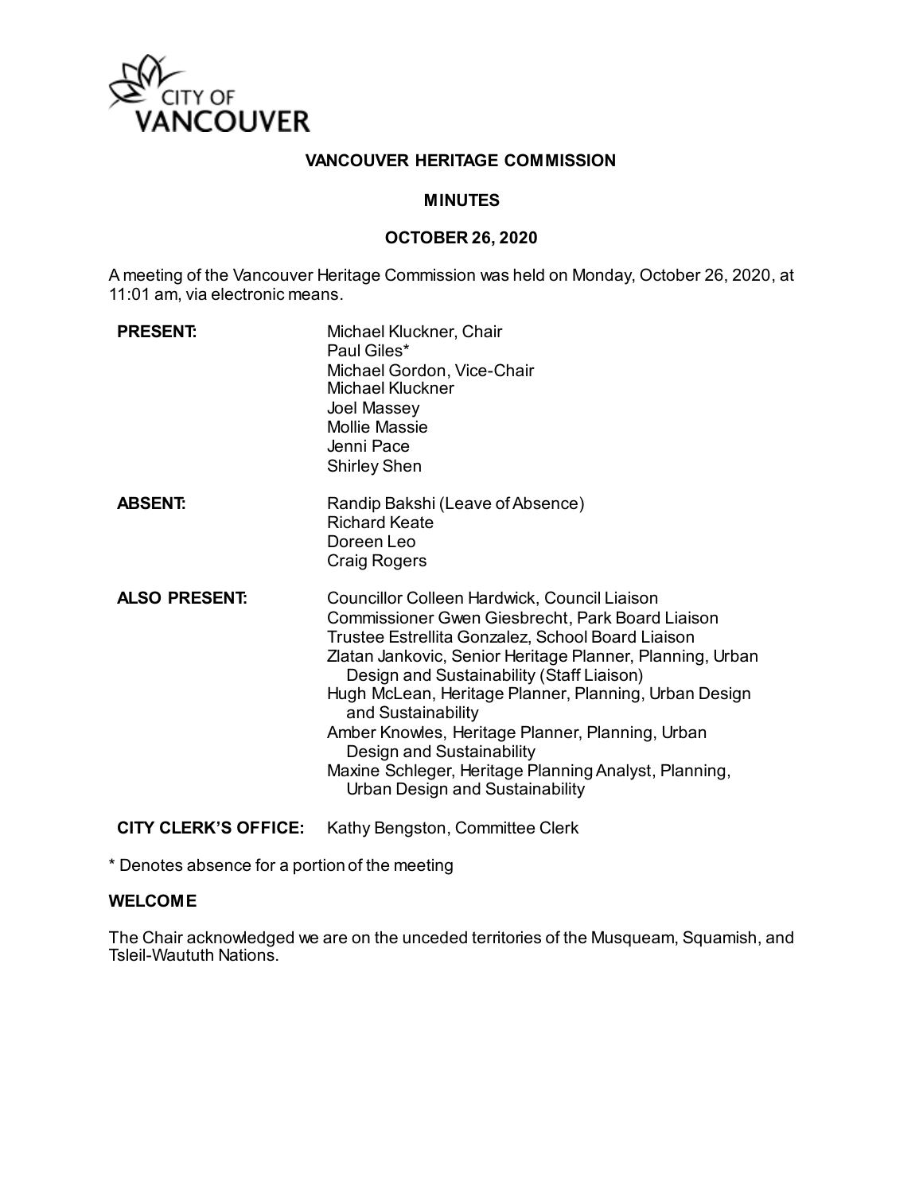CITY OF VANCOUVER

**VANCOUVER HERITAGE COMMISSION**

**MINUTES**

**OCTOBER 26, 2020**

A meeting of the Vancouver Heritage Commission was held on Monday, October 26, 2020, at 11:01 am, via electronic means.

| | |
|---|---|
| **PRESENT:** | Michael Kluckner, Chair<br>Paul Giles*<br>Michael Gordon, Vice-Chair<br>Michael Kluckner<br>Joel Massey<br>Mollie Massie<br>Jenni Pace<br>Shirley Shen |
| **ABSENT:** | Randip Bakshi (Leave of Absence)<br>Richard Keate<br>Doreen Leo<br>Craig Rogers |
| **ALSO PRESENT:** | Councillor Colleen Hardwick, Council Liaison<br>Commissioner Gwen Giesbrecht, Park Board Liaison<br>Trustee Estrellita Gonzalez, School Board Liaison<br>Zlatan Jankovic, Senior Heritage Planner, Planning, Urban Design and Sustainability (Staff Liaison)<br>Hugh McLean, Heritage Planner, Planning, Urban Design and Sustainability<br>Amber Knowles, Heritage Planner, Planning, Urban Design and Sustainability<br>Maxine Schleger, Heritage Planning Analyst, Planning, Urban Design and Sustainability |
| **CITY CLERK'S OFFICE:** | Kathy Bengston, Committee Clerk |

\* Denotes absence for a portion of the meeting

**WELCOME**

The Chair acknowledged we are on the unceded territories of the Musqueam, Squamish, and Tsleil-Waututh Nations.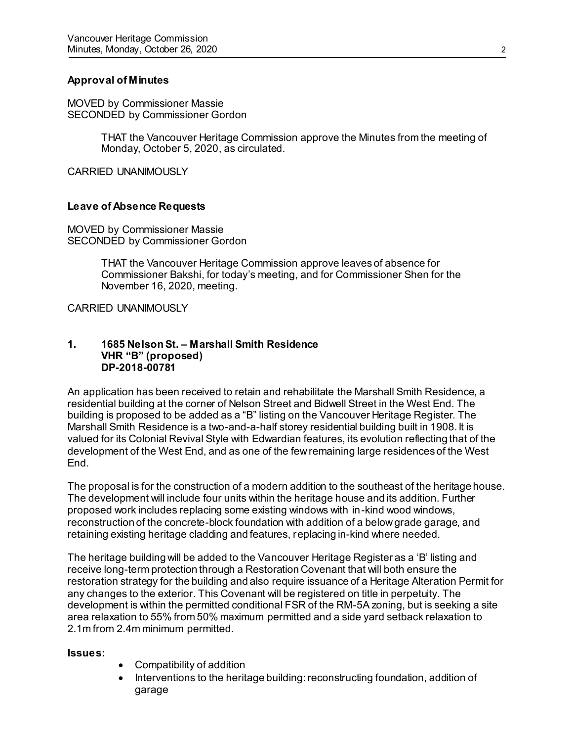**Approval of Minutes**

MOVED by Commissioner Massie
SECONDED by Commissioner Gordon

> THAT the Vancouver Heritage Commission approve the Minutes from the meeting of Monday, October 5, 2020, as circulated.

CARRIED UNANIMOUSLY

**Leave of Absence Requests**

MOVED by Commissioner Massie
SECONDED by Commissioner Gordon

> THAT the Vancouver Heritage Commission approve leaves of absence for Commissioner Bakshi, for today's meeting, and for Commissioner Shen for the November 16, 2020, meeting.

CARRIED UNANIMOUSLY

**1. 1685 Nelson St. – Marshall Smith Residence**
**VHR "B" (proposed)**
**DP-2018-00781**

An application has been received to retain and rehabilitate the Marshall Smith Residence, a residential building at the corner of Nelson Street and Bidwell Street in the West End. The building is proposed to be added as a "B" listing on the Vancouver Heritage Register. The Marshall Smith Residence is a two-and-a-half storey residential building built in 1908. It is valued for its Colonial Revival Style with Edwardian features, its evolution reflecting that of the development of the West End, and as one of the few remaining large residences of the West End.

The proposal is for the construction of a modern addition to the southeast of the heritage house. The development will include four units within the heritage house and its addition. Further proposed work includes replacing some existing windows with in-kind wood windows, reconstruction of the concrete-block foundation with addition of a below grade garage, and retaining existing heritage cladding and features, replacing in-kind where needed.

The heritage building will be added to the Vancouver Heritage Register as a 'B' listing and receive long-term protection through a Restoration Covenant that will both ensure the restoration strategy for the building and also require issuance of a Heritage Alteration Permit for any changes to the exterior. This Covenant will be registered on title in perpetuity. The development is within the permitted conditional FSR of the RM-5A zoning, but is seeking a site area relaxation to 55% from 50% maximum permitted and a side yard setback relaxation to 2.1m from 2.4m minimum permitted.

**Issues:**

- Compatibility of addition
- Interventions to the heritage building: reconstructing foundation, addition of garage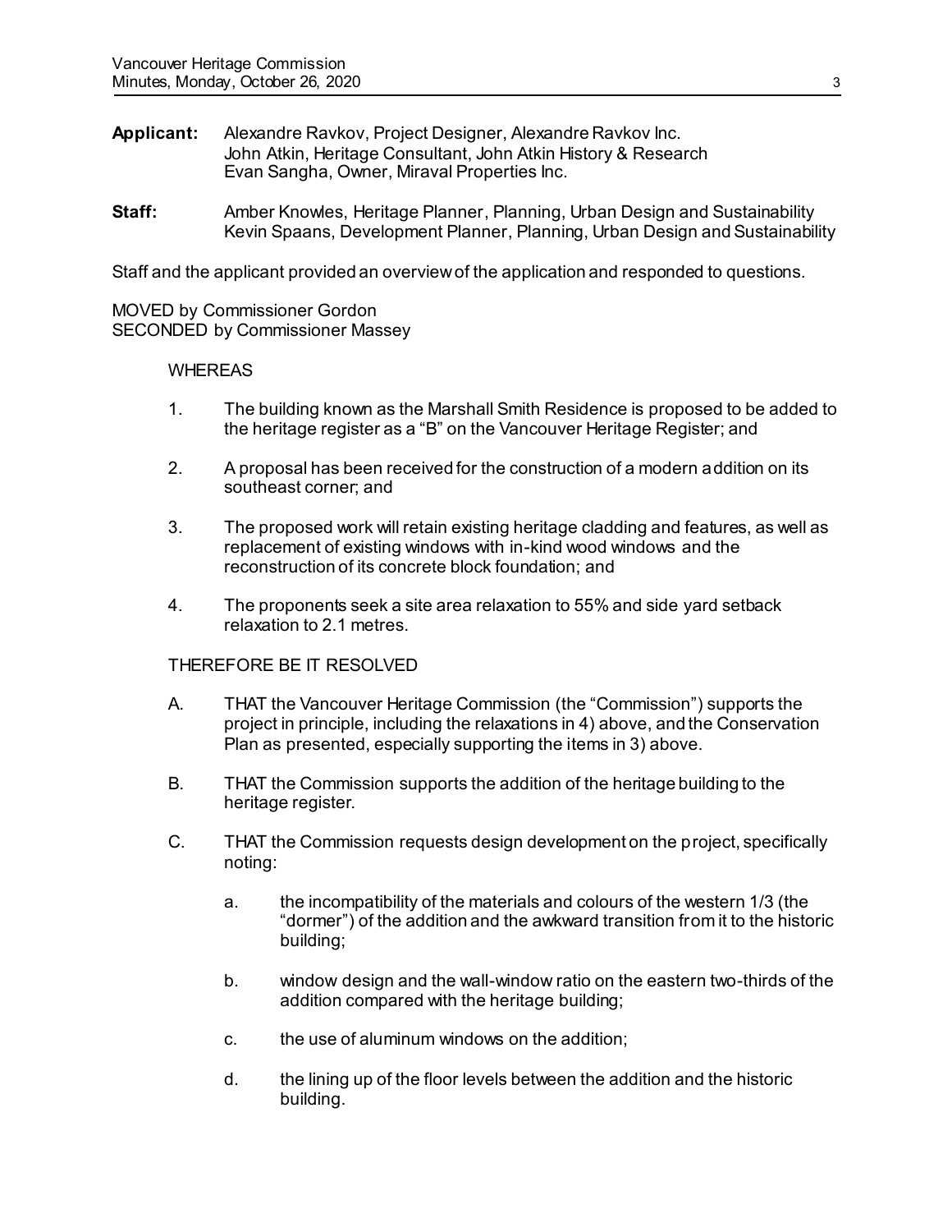**Applicant:** Alexandre Ravkov, Project Designer, Alexandre Ravkov Inc.
John Atkin, Heritage Consultant, John Atkin History & Research
Evan Sangha, Owner, Miraval Properties Inc.

**Staff:** Amber Knowles, Heritage Planner, Planning, Urban Design and Sustainability
Kevin Spaans, Development Planner, Planning, Urban Design and Sustainability

Staff and the applicant provided an overview of the application and responded to questions.

MOVED by Commissioner Gordon
SECONDED by Commissioner Massey

WHEREAS

1. The building known as the Marshall Smith Residence is proposed to be added to the heritage register as a "B" on the Vancouver Heritage Register; and

2. A proposal has been received for the construction of a modern addition on its southeast corner; and

3. The proposed work will retain existing heritage cladding and features, as well as replacement of existing windows with in-kind wood windows and the reconstruction of its concrete block foundation; and

4. The proponents seek a site area relaxation to 55% and side yard setback relaxation to 2.1 metres.

THEREFORE BE IT RESOLVED

A. THAT the Vancouver Heritage Commission (the "Commission") supports the project in principle, including the relaxations in 4) above, and the Conservation Plan as presented, especially supporting the items in 3) above.

B. THAT the Commission supports the addition of the heritage building to the heritage register.

C. THAT the Commission requests design development on the project, specifically noting:

   a. the incompatibility of the materials and colours of the western 1/3 (the "dormer") of the addition and the awkward transition from it to the historic building;

   b. window design and the wall-window ratio on the eastern two-thirds of the addition compared with the heritage building;

   c. the use of aluminum windows on the addition;

   d. the lining up of the floor levels between the addition and the historic building.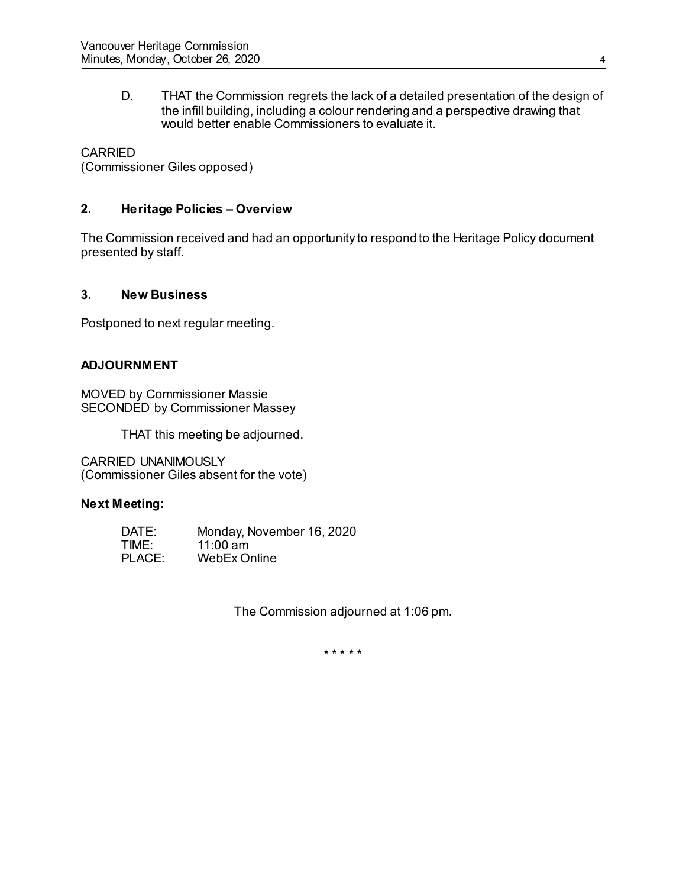D. THAT the Commission regrets the lack of a detailed presentation of the design of the infill building, including a colour rendering and a perspective drawing that would better enable Commissioners to evaluate it.

CARRIED
(Commissioner Giles opposed)

### 2. Heritage Policies – Overview

The Commission received and had an opportunity to respond to the Heritage Policy document presented by staff.

### 3. New Business

Postponed to next regular meeting.

### ADJOURNMENT

MOVED by Commissioner Massie
SECONDED by Commissioner Massey

THAT this meeting be adjourned.

CARRIED UNANIMOUSLY
(Commissioner Giles absent for the vote)

**Next Meeting:**

DATE: Monday, November 16, 2020
TIME: 11:00 am
PLACE: WebEx Online

The Commission adjourned at 1:06 pm.

* * * * *